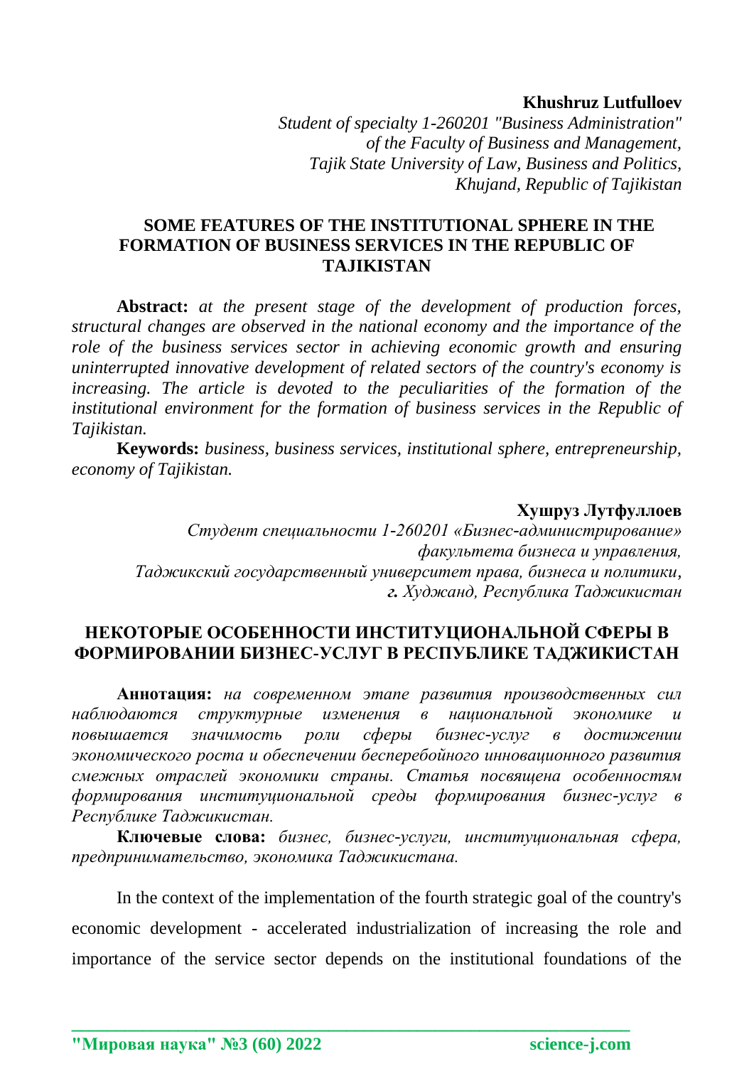**Khushruz Lutfulloev**

*Student of specialty 1-260201 "Business Administration"*
*of the Faculty of Business and Management,*
*Tajik State University of Law, Business and Politics,*
*Khujand, Republic of Tajikistan*

# SOME FEATURES OF THE INSTITUTIONAL SPHERE IN THE FORMATION OF BUSINESS SERVICES IN THE REPUBLIC OF TAJIKISTAN

**Abstract:** *at the present stage of the development of production forces, structural changes are observed in the national economy and the importance of the role of the business services sector in achieving economic growth and ensuring uninterrupted innovative development of related sectors of the country's economy is increasing. The article is devoted to the peculiarities of the formation of the institutional environment for the formation of business services in the Republic of Tajikistan.*

**Keywords:** *business, business services, institutional sphere, entrepreneurship, economy of Tajikistan.*

**Хушруз Лутфуллоев**

*Студент специальности 1-260201 «Бизнес-администрирование»*
*факультета бизнеса и управления,*
*Таджикский государственный университет права, бизнеса и политики,*
***г.** Худжанд, Республика Таджикистан*

# НЕКОТОРЫЕ ОСОБЕННОСТИ ИНСТИТУЦИОНАЛЬНОЙ СФЕРЫ В ФОРМИРОВАНИИ БИЗНЕС-УСЛУГ В РЕСПУБЛИКЕ ТАДЖИКИСТАН

**Аннотация:** *на современном этапе развития производственных сил наблюдаются структурные изменения в национальной экономике и повышается значимость роли сферы бизнес-услуг в достижении экономического роста и обеспечении бесперебойного инновационного развития смежных отраслей экономики страны. Статья посвящена особенностям формирования институциональной среды формирования бизнес-услуг в Республике Таджикистан.*

**Ключевые слова:** *бизнес, бизнес-услуги, институциональная сфера, предпринимательство, экономика Таджикистана.*

In the context of the implementation of the fourth strategic goal of the country's economic development - accelerated industrialization of increasing the role and importance of the service sector depends on the institutional foundations of the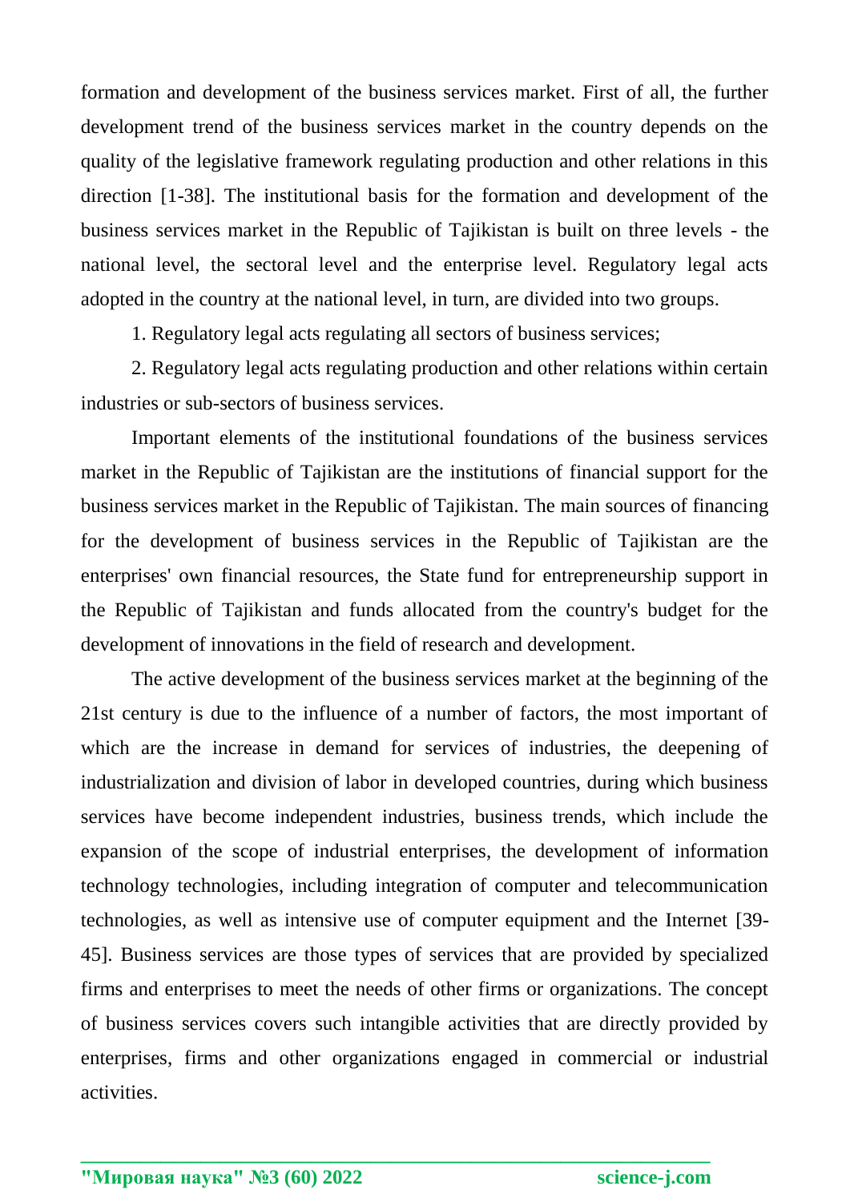formation and development of the business services market. First of all, the further development trend of the business services market in the country depends on the quality of the legislative framework regulating production and other relations in this direction [1-38]. The institutional basis for the formation and development of the business services market in the Republic of Tajikistan is built on three levels - the national level, the sectoral level and the enterprise level. Regulatory legal acts adopted in the country at the national level, in turn, are divided into two groups.

1. Regulatory legal acts regulating all sectors of business services;

2. Regulatory legal acts regulating production and other relations within certain industries or sub-sectors of business services.

Important elements of the institutional foundations of the business services market in the Republic of Tajikistan are the institutions of financial support for the business services market in the Republic of Tajikistan. The main sources of financing for the development of business services in the Republic of Tajikistan are the enterprises' own financial resources, the State fund for entrepreneurship support in the Republic of Tajikistan and funds allocated from the country's budget for the development of innovations in the field of research and development.

The active development of the business services market at the beginning of the 21st century is due to the influence of a number of factors, the most important of which are the increase in demand for services of industries, the deepening of industrialization and division of labor in developed countries, during which business services have become independent industries, business trends, which include the expansion of the scope of industrial enterprises, the development of information technology technologies, including integration of computer and telecommunication technologies, as well as intensive use of computer equipment and the Internet [39-45]. Business services are those types of services that are provided by specialized firms and enterprises to meet the needs of other firms or organizations. The concept of business services covers such intangible activities that are directly provided by enterprises, firms and other organizations engaged in commercial or industrial activities.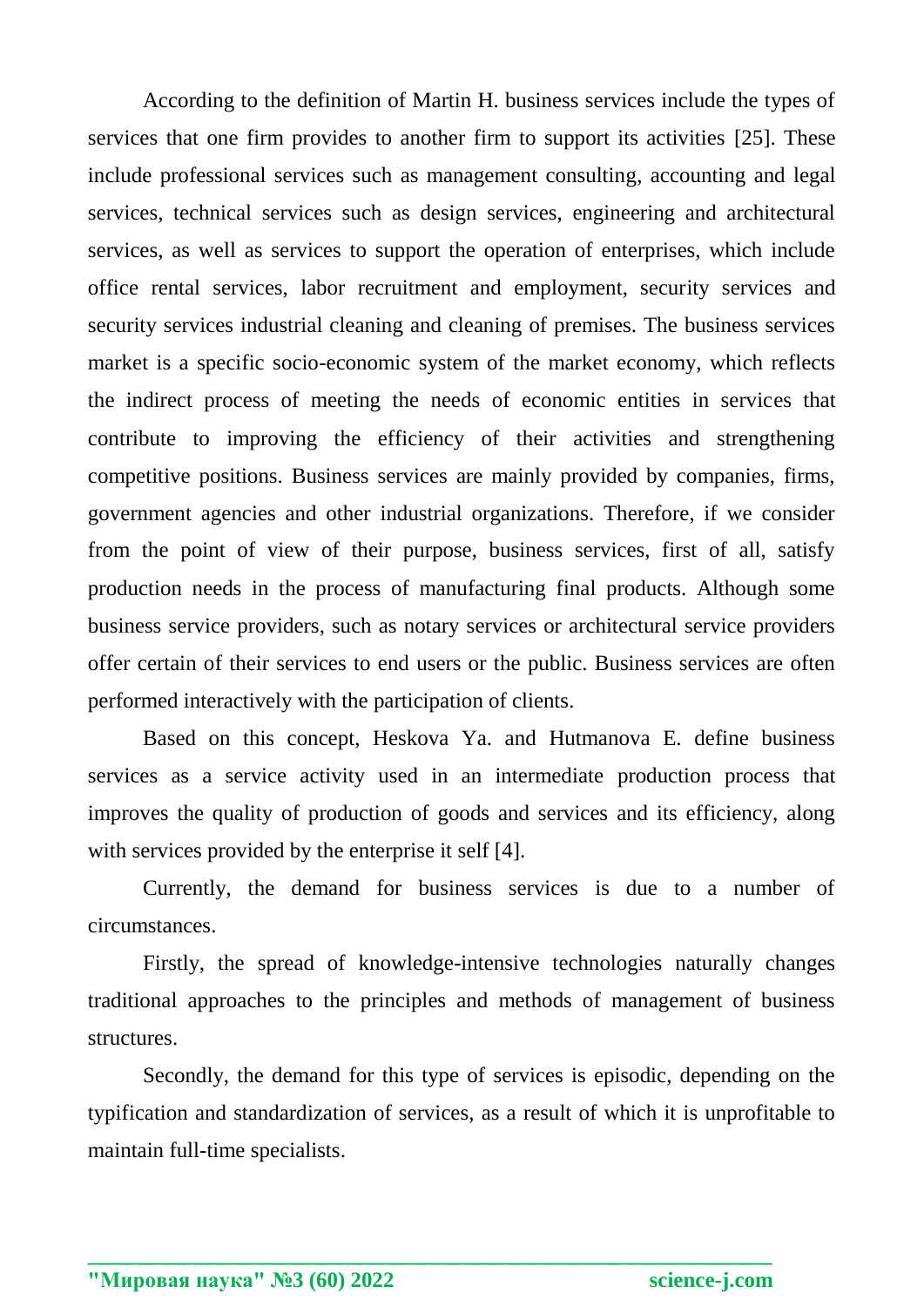According to the definition of Martin H. business services include the types of services that one firm provides to another firm to support its activities [25]. These include professional services such as management consulting, accounting and legal services, technical services such as design services, engineering and architectural services, as well as services to support the operation of enterprises, which include office rental services, labor recruitment and employment, security services and security services industrial cleaning and cleaning of premises. The business services market is a specific socio-economic system of the market economy, which reflects the indirect process of meeting the needs of economic entities in services that contribute to improving the efficiency of their activities and strengthening competitive positions. Business services are mainly provided by companies, firms, government agencies and other industrial organizations. Therefore, if we consider from the point of view of their purpose, business services, first of all, satisfy production needs in the process of manufacturing final products. Although some business service providers, such as notary services or architectural service providers offer certain of their services to end users or the public. Business services are often performed interactively with the participation of clients.

Based on this concept, Heskova Ya. and Hutmanova E. define business services as a service activity used in an intermediate production process that improves the quality of production of goods and services and its efficiency, along with services provided by the enterprise it self [4].

Currently, the demand for business services is due to a number of circumstances.

Firstly, the spread of knowledge-intensive technologies naturally changes traditional approaches to the principles and methods of management of business structures.

Secondly, the demand for this type of services is episodic, depending on the typification and standardization of services, as a result of which it is unprofitable to maintain full-time specialists.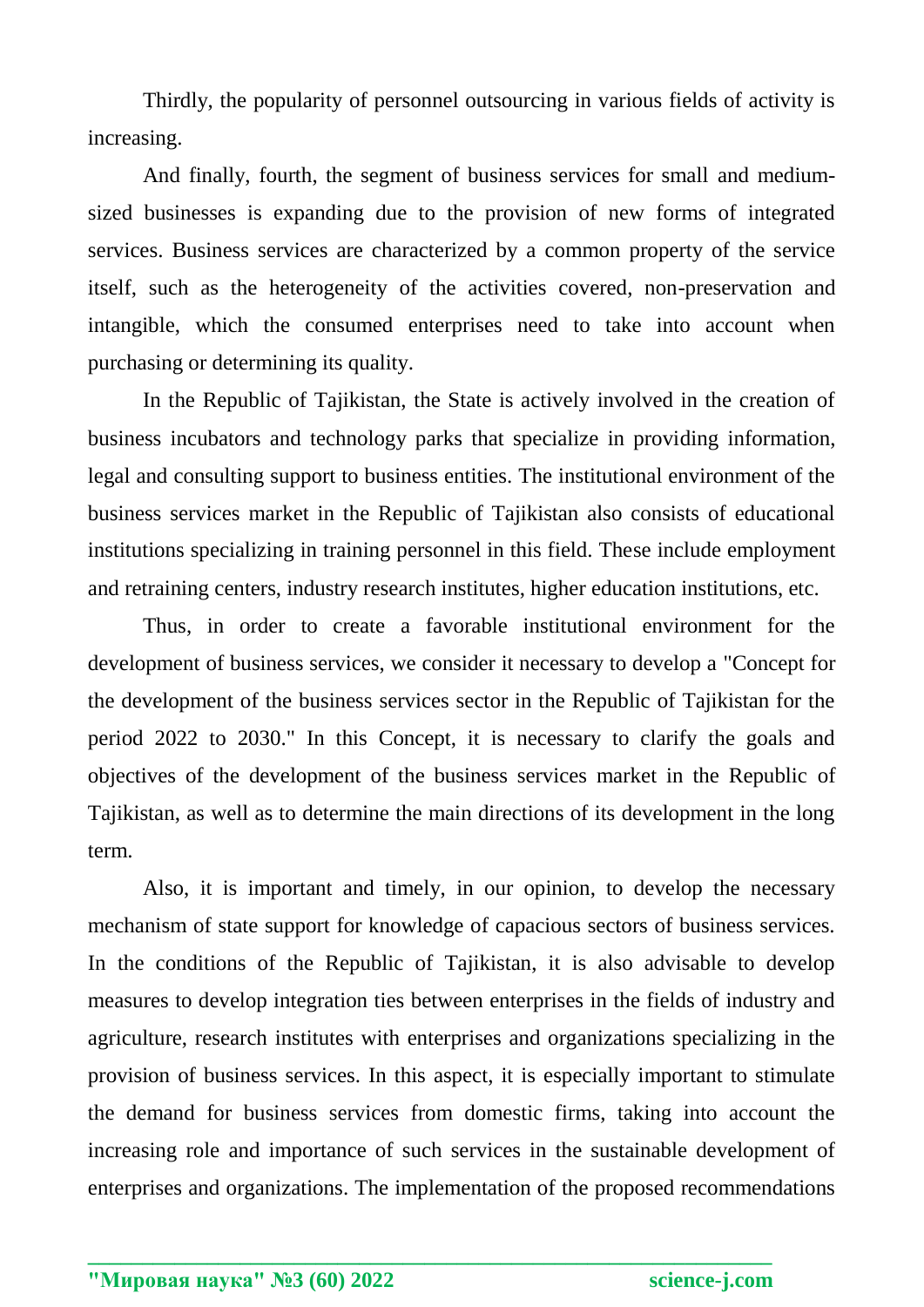Thirdly, the popularity of personnel outsourcing in various fields of activity is increasing.

And finally, fourth, the segment of business services for small and medium-sized businesses is expanding due to the provision of new forms of integrated services. Business services are characterized by a common property of the service itself, such as the heterogeneity of the activities covered, non-preservation and intangible, which the consumed enterprises need to take into account when purchasing or determining its quality.

In the Republic of Tajikistan, the State is actively involved in the creation of business incubators and technology parks that specialize in providing information, legal and consulting support to business entities. The institutional environment of the business services market in the Republic of Tajikistan also consists of educational institutions specializing in training personnel in this field. These include employment and retraining centers, industry research institutes, higher education institutions, etc.

Thus, in order to create a favorable institutional environment for the development of business services, we consider it necessary to develop a "Concept for the development of the business services sector in the Republic of Tajikistan for the period 2022 to 2030." In this Concept, it is necessary to clarify the goals and objectives of the development of the business services market in the Republic of Tajikistan, as well as to determine the main directions of its development in the long term.

Also, it is important and timely, in our opinion, to develop the necessary mechanism of state support for knowledge of capacious sectors of business services. In the conditions of the Republic of Tajikistan, it is also advisable to develop measures to develop integration ties between enterprises in the fields of industry and agriculture, research institutes with enterprises and organizations specializing in the provision of business services. In this aspect, it is especially important to stimulate the demand for business services from domestic firms, taking into account the increasing role and importance of such services in the sustainable development of enterprises and organizations. The implementation of the proposed recommendations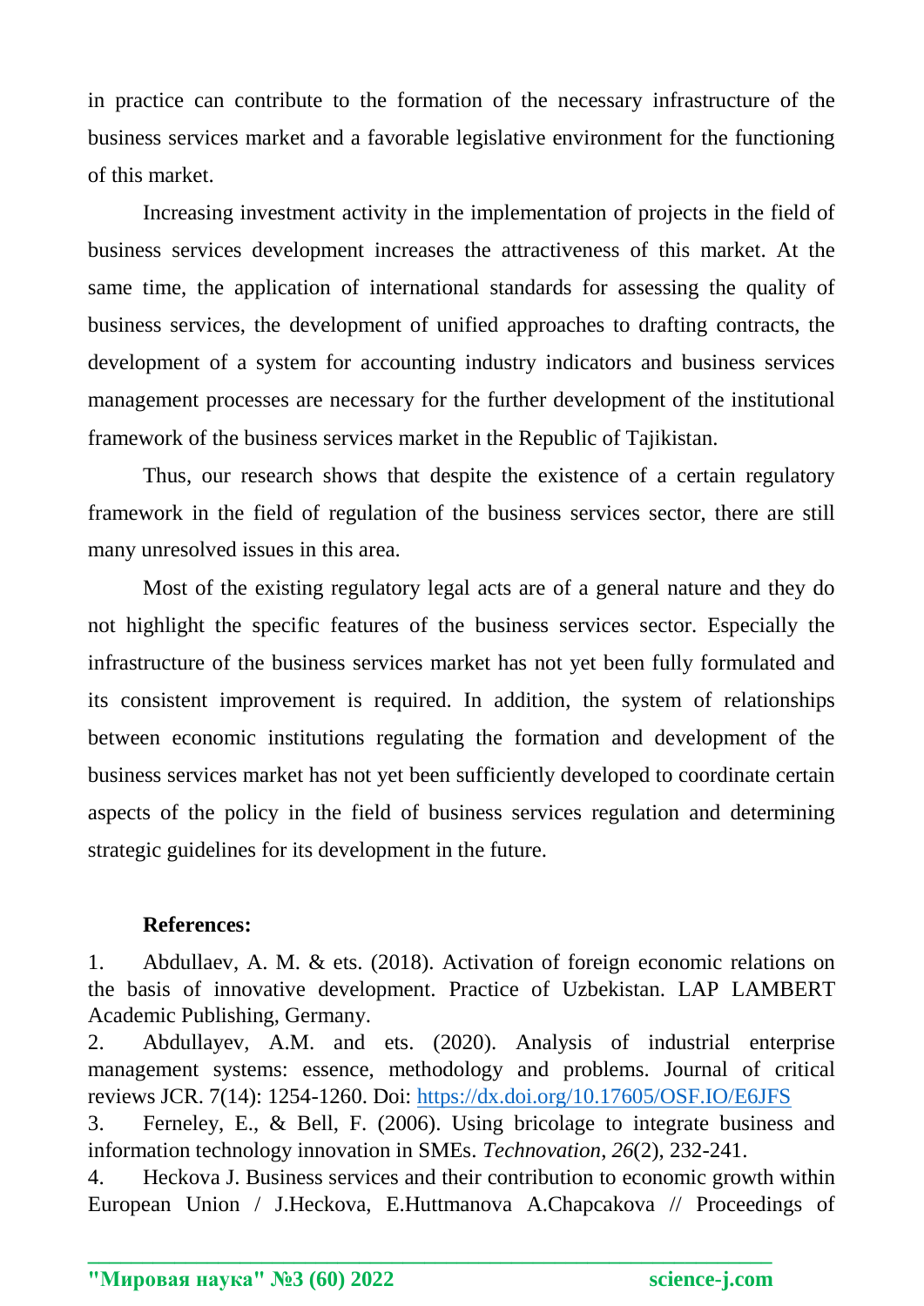in practice can contribute to the formation of the necessary infrastructure of the business services market and a favorable legislative environment for the functioning of this market.

Increasing investment activity in the implementation of projects in the field of business services development increases the attractiveness of this market. At the same time, the application of international standards for assessing the quality of business services, the development of unified approaches to drafting contracts, the development of a system for accounting industry indicators and business services management processes are necessary for the further development of the institutional framework of the business services market in the Republic of Tajikistan.

Thus, our research shows that despite the existence of a certain regulatory framework in the field of regulation of the business services sector, there are still many unresolved issues in this area.

Most of the existing regulatory legal acts are of a general nature and they do not highlight the specific features of the business services sector. Especially the infrastructure of the business services market has not yet been fully formulated and its consistent improvement is required. In addition, the system of relationships between economic institutions regulating the formation and development of the business services market has not yet been sufficiently developed to coordinate certain aspects of the policy in the field of business services regulation and determining strategic guidelines for its development in the future.

**References:**

1. Abdullaev, A. M. & ets. (2018). Activation of foreign economic relations on the basis of innovative development. Practice of Uzbekistan. LAP LAMBERT Academic Publishing, Germany.
2. Abdullayev, A.M. and ets. (2020). Analysis of industrial enterprise management systems: essence, methodology and problems. Journal of critical reviews JCR. 7(14): 1254-1260. Doi: https://dx.doi.org/10.17605/OSF.IO/E6JFS
3. Ferneley, E., & Bell, F. (2006). Using bricolage to integrate business and information technology innovation in SMEs. *Technovation*, *26*(2), 232-241.
4. Heckova J. Business services and their contribution to economic growth within European Union / J.Heckova, E.Huttmanova A.Chapcakova // Proceedings of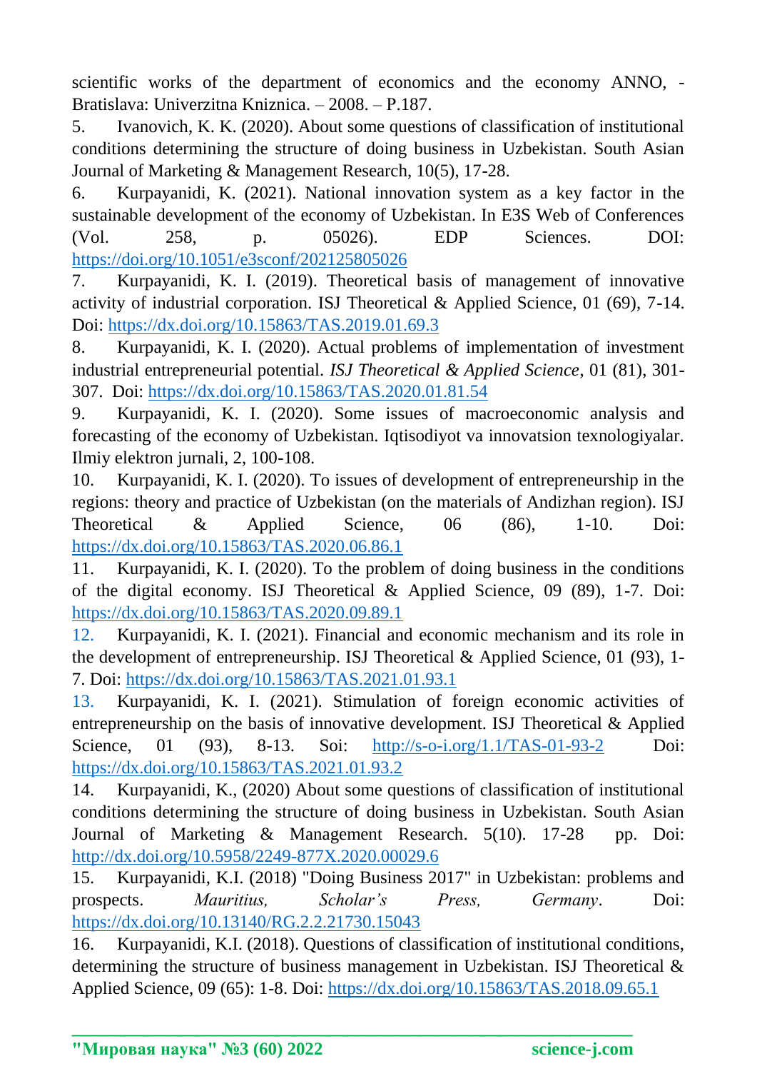scientific works of the department of economics and the economy ANNO, - Bratislava: Univerzitna Kniznica. – 2008. – P.187.

5. Ivanovich, K. K. (2020). About some questions of classification of institutional conditions determining the structure of doing business in Uzbekistan. South Asian Journal of Marketing & Management Research, 10(5), 17-28.

6. Kurpayanidi, K. (2021). National innovation system as a key factor in the sustainable development of the economy of Uzbekistan. In E3S Web of Conferences (Vol. 258, p. 05026). EDP Sciences. DOI: https://doi.org/10.1051/e3sconf/202125805026

7. Kurpayanidi, K. I. (2019). Theoretical basis of management of innovative activity of industrial corporation. ISJ Theoretical & Applied Science, 01 (69), 7-14. Doi: https://dx.doi.org/10.15863/TAS.2019.01.69.3

8. Kurpayanidi, K. I. (2020). Actual problems of implementation of investment industrial entrepreneurial potential. *ISJ Theoretical & Applied Science*, 01 (81), 301-307. Doi: https://dx.doi.org/10.15863/TAS.2020.01.81.54

9. Kurpayanidi, K. I. (2020). Some issues of macroeconomic analysis and forecasting of the economy of Uzbekistan. Iqtisodiyot va innovatsion texnologiyalar. Ilmiy elektron jurnali, 2, 100-108.

10. Kurpayanidi, K. I. (2020). To issues of development of entrepreneurship in the regions: theory and practice of Uzbekistan (on the materials of Andizhan region). ISJ Theoretical & Applied Science, 06 (86), 1-10. Doi: https://dx.doi.org/10.15863/TAS.2020.06.86.1

11. Kurpayanidi, K. I. (2020). To the problem of doing business in the conditions of the digital economy. ISJ Theoretical & Applied Science, 09 (89), 1-7. Doi: https://dx.doi.org/10.15863/TAS.2020.09.89.1

12. Kurpayanidi, K. I. (2021). Financial and economic mechanism and its role in the development of entrepreneurship. ISJ Theoretical & Applied Science, 01 (93), 1-7. Doi: https://dx.doi.org/10.15863/TAS.2021.01.93.1

13. Kurpayanidi, K. I. (2021). Stimulation of foreign economic activities of entrepreneurship on the basis of innovative development. ISJ Theoretical & Applied Science, 01 (93), 8-13. Soi: http://s-o-i.org/1.1/TAS-01-93-2 Doi: https://dx.doi.org/10.15863/TAS.2021.01.93.2

14. Kurpayanidi, K., (2020) About some questions of classification of institutional conditions determining the structure of doing business in Uzbekistan. South Asian Journal of Marketing & Management Research. 5(10). 17-28 pp. Doi: http://dx.doi.org/10.5958/2249-877X.2020.00029.6

15. Kurpayanidi, K.I. (2018) "Doing Business 2017" in Uzbekistan: problems and prospects. *Mauritius, Scholar's Press, Germany*. Doi: https://dx.doi.org/10.13140/RG.2.2.21730.15043

16. Kurpayanidi, K.I. (2018). Questions of classification of institutional conditions, determining the structure of business management in Uzbekistan. ISJ Theoretical & Applied Science, 09 (65): 1-8. Doi: https://dx.doi.org/10.15863/TAS.2018.09.65.1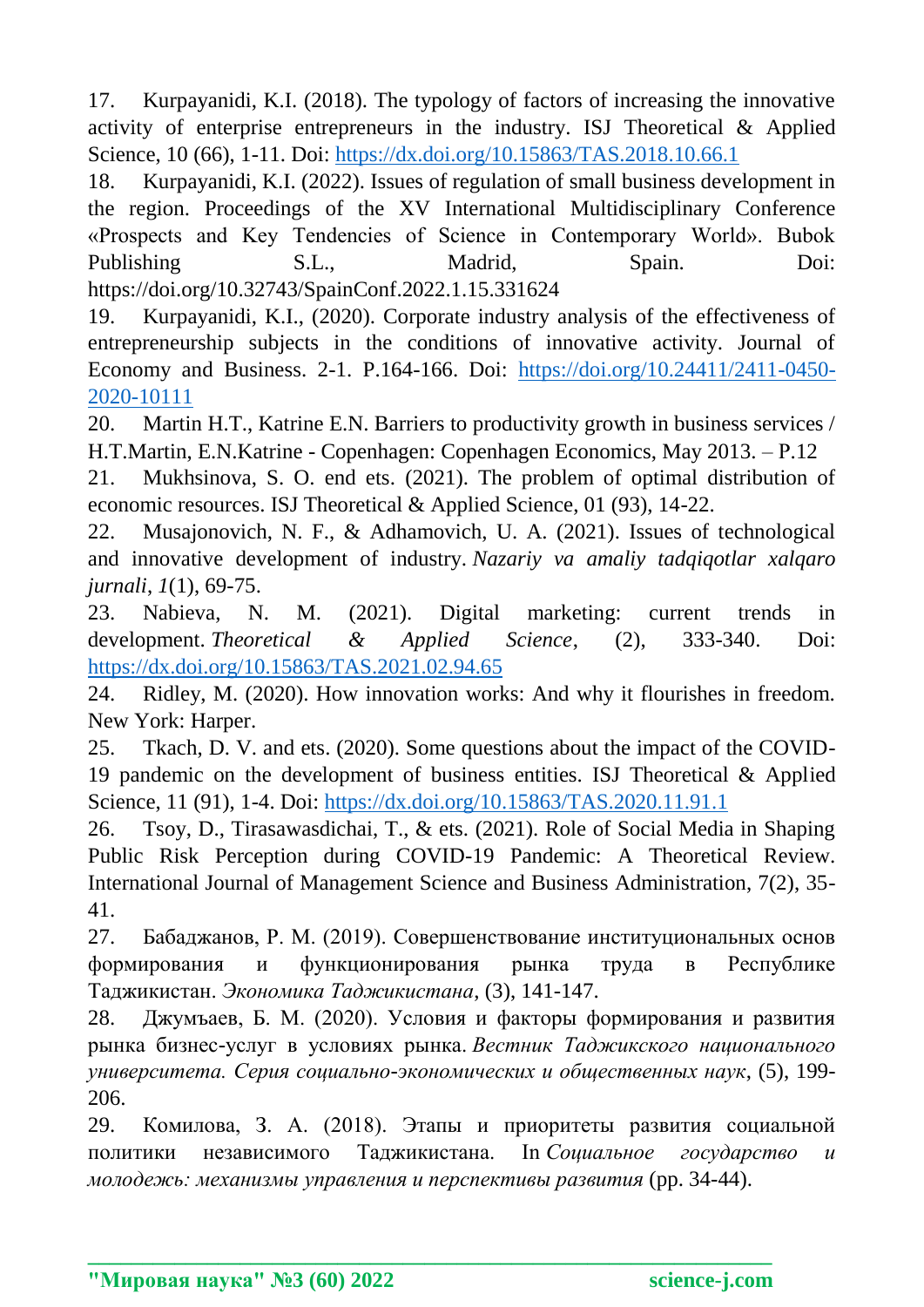17. Kurpayanidi, K.I. (2018). The typology of factors of increasing the innovative activity of enterprise entrepreneurs in the industry. ISJ Theoretical & Applied Science, 10 (66), 1-11. Doi: https://dx.doi.org/10.15863/TAS.2018.10.66.1

18. Kurpayanidi, K.I. (2022). Issues of regulation of small business development in the region. Proceedings of the XV International Multidisciplinary Conference «Prospects and Key Tendencies of Science in Contemporary World». Bubok Publishing S.L., Madrid, Spain. Doi: https://doi.org/10.32743/SpainConf.2022.1.15.331624

19. Kurpayanidi, K.I., (2020). Corporate industry analysis of the effectiveness of entrepreneurship subjects in the conditions of innovative activity. Journal of Economy and Business. 2-1. P.164-166. Doi: https://doi.org/10.24411/2411-0450-2020-10111

20. Martin H.T., Katrine E.N. Barriers to productivity growth in business services / H.T.Martin, E.N.Katrine - Copenhagen: Copenhagen Economics, May 2013. – P.12

21. Mukhsinova, S. O. end ets. (2021). The problem of optimal distribution of economic resources. ISJ Theoretical & Applied Science, 01 (93), 14-22.

22. Musajonovich, N. F., & Adhamovich, U. A. (2021). Issues of technological and innovative development of industry. *Nazariy va amaliy tadqiqotlar xalqaro jurnali*, *1*(1), 69-75.

23. Nabieva, N. M. (2021). Digital marketing: current trends in development. *Theoretical & Applied Science*, (2), 333-340. Doi: https://dx.doi.org/10.15863/TAS.2021.02.94.65

24. Ridley, M. (2020). How innovation works: And why it flourishes in freedom. New York: Harper.

25. Tkach, D. V. and ets. (2020). Some questions about the impact of the COVID-19 pandemic on the development of business entities. ISJ Theoretical & Applied Science, 11 (91), 1-4. Doi: https://dx.doi.org/10.15863/TAS.2020.11.91.1

26. Tsoy, D., Tirasawasdichai, T., & ets. (2021). Role of Social Media in Shaping Public Risk Perception during COVID-19 Pandemic: A Theoretical Review. International Journal of Management Science and Business Administration, 7(2), 35-41.

27. Бабаджанов, Р. М. (2019). Совершенствование институциональных основ формирования и функционирования рынка труда в Республике Таджикистан. *Экономика Таджикистана*, (3), 141-147.

28. Джумъаев, Б. М. (2020). Условия и факторы формирования и развития рынка бизнес-услуг в условиях рынка. *Вестник Таджикского национального университета. Серия социально-экономических и общественных наук*, (5), 199-206.

29. Комилова, З. А. (2018). Этапы и приоритеты развития социальной политики независимого Таджикистана. In *Социальное государство и молодежь: механизмы управления и перспективы развития* (pp. 34-44).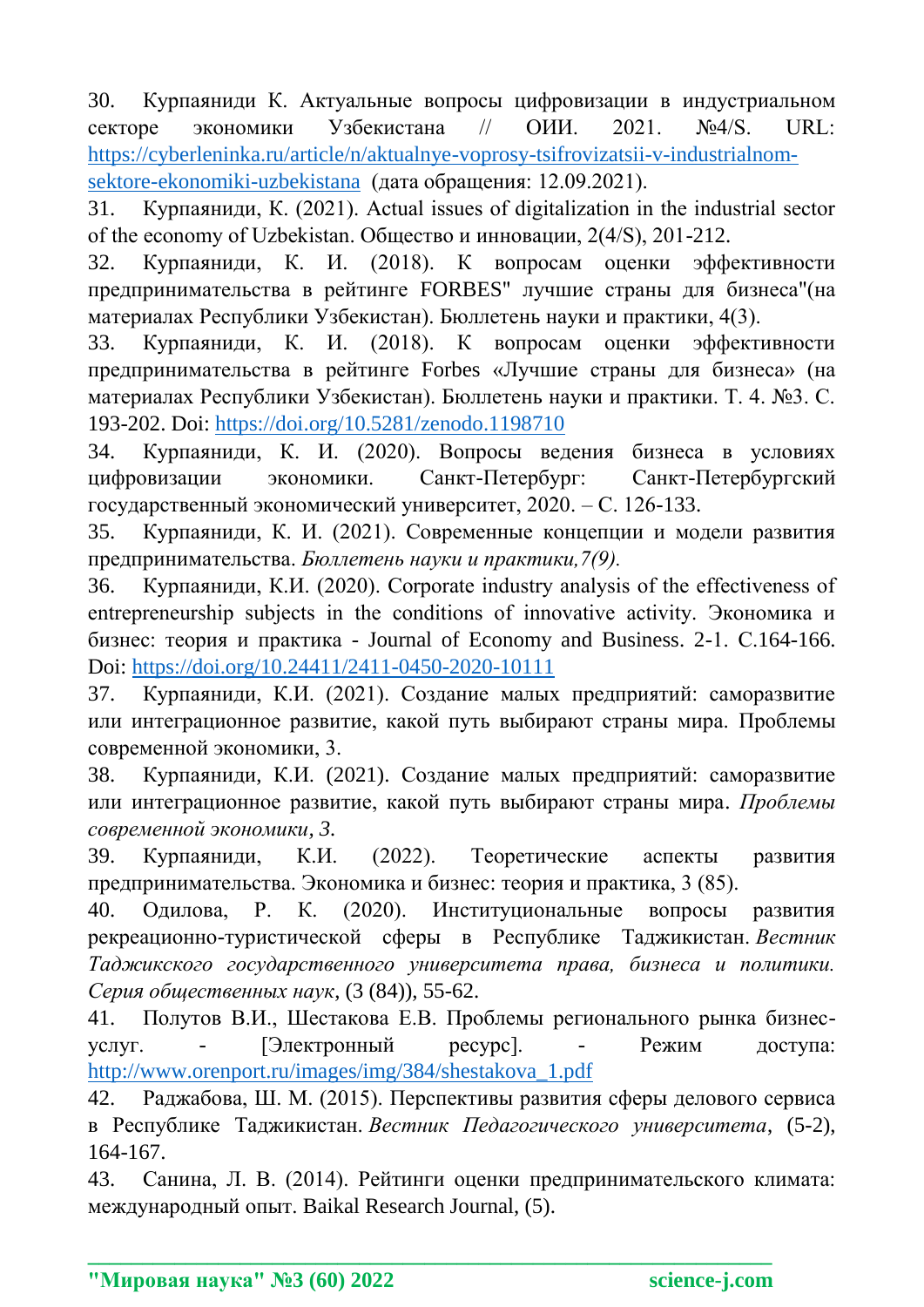30. Курпаяниди К. Актуальные вопросы цифровизации в индустриальном секторе экономики Узбекистана // ОИИ. 2021. №4/S. URL: https://cyberleninka.ru/article/n/aktualnye-voprosy-tsifrovizatsii-v-industrialnom-sektore-ekonomiki-uzbekistana (дата обращения: 12.09.2021).

31. Курпаяниди, К. (2021). Actual issues of digitalization in the industrial sector of the economy of Uzbekistan. Общество и инновации, 2(4/S), 201-212.

32. Курпаяниди, К. И. (2018). К вопросам оценки эффективности предпринимательства в рейтинге FORBES" лучшие страны для бизнеса"(на материалах Республики Узбекистан). Бюллетень науки и практики, 4(3).

33. Курпаяниди, К. И. (2018). К вопросам оценки эффективности предпринимательства в рейтинге Forbes «Лучшие страны для бизнеса» (на материалах Республики Узбекистан). Бюллетень науки и практики. Т. 4. №3. С. 193-202. Doi: https://doi.org/10.5281/zenodo.1198710

34. Курпаяниди, К. И. (2020). Вопросы ведения бизнеса в условиях цифровизации экономики. Санкт-Петербург: Санкт-Петербургский государственный экономический университет, 2020. – С. 126-133.

35. Курпаяниди, К. И. (2021). Современные концепции и модели развития предпринимательства. *Бюллетень науки и практики,7(9).*

36. Курпаяниди, К.И. (2020). Corporate industry analysis of the effectiveness of entrepreneurship subjects in the conditions of innovative activity. Экономика и бизнес: теория и практика - Journal of Economy and Business. 2-1. С.164-166. Doi: https://doi.org/10.24411/2411-0450-2020-10111

37. Курпаяниди, К.И. (2021). Создание малых предприятий: саморазвитие или интеграционное развитие, какой путь выбирают страны мира. Проблемы современной экономики, 3.

38. Курпаяниди, К.И. (2021). Создание малых предприятий: саморазвитие или интеграционное развитие, какой путь выбирают страны мира. *Проблемы современной экономики*, *3*.

39. Курпаяниди, К.И. (2022). Теоретические аспекты развития предпринимательства. Экономика и бизнес: теория и практика, 3 (85).

40. Одилова, Р. К. (2020). Институциональные вопросы развития рекреационно-туристической сферы в Республике Таджикистан. *Вестник Таджикского государственного университета права, бизнеса и политики. Серия общественных наук*, (3 (84)), 55-62.

41. Полутов В.И., Шестакова Е.В. Проблемы регионального рынка бизнес-услуг. - [Электронный ресурс]. - Режим доступа: http://www.orenport.ru/images/img/384/shestakova_1.pdf

42. Раджабова, Ш. М. (2015). Перспективы развития сферы делового сервиса в Республике Таджикистан. *Вестник Педагогического университета*, (5-2), 164-167.

43. Санина, Л. В. (2014). Рейтинги оценки предпринимательского климата: международный опыт. Baikal Research Journal, (5).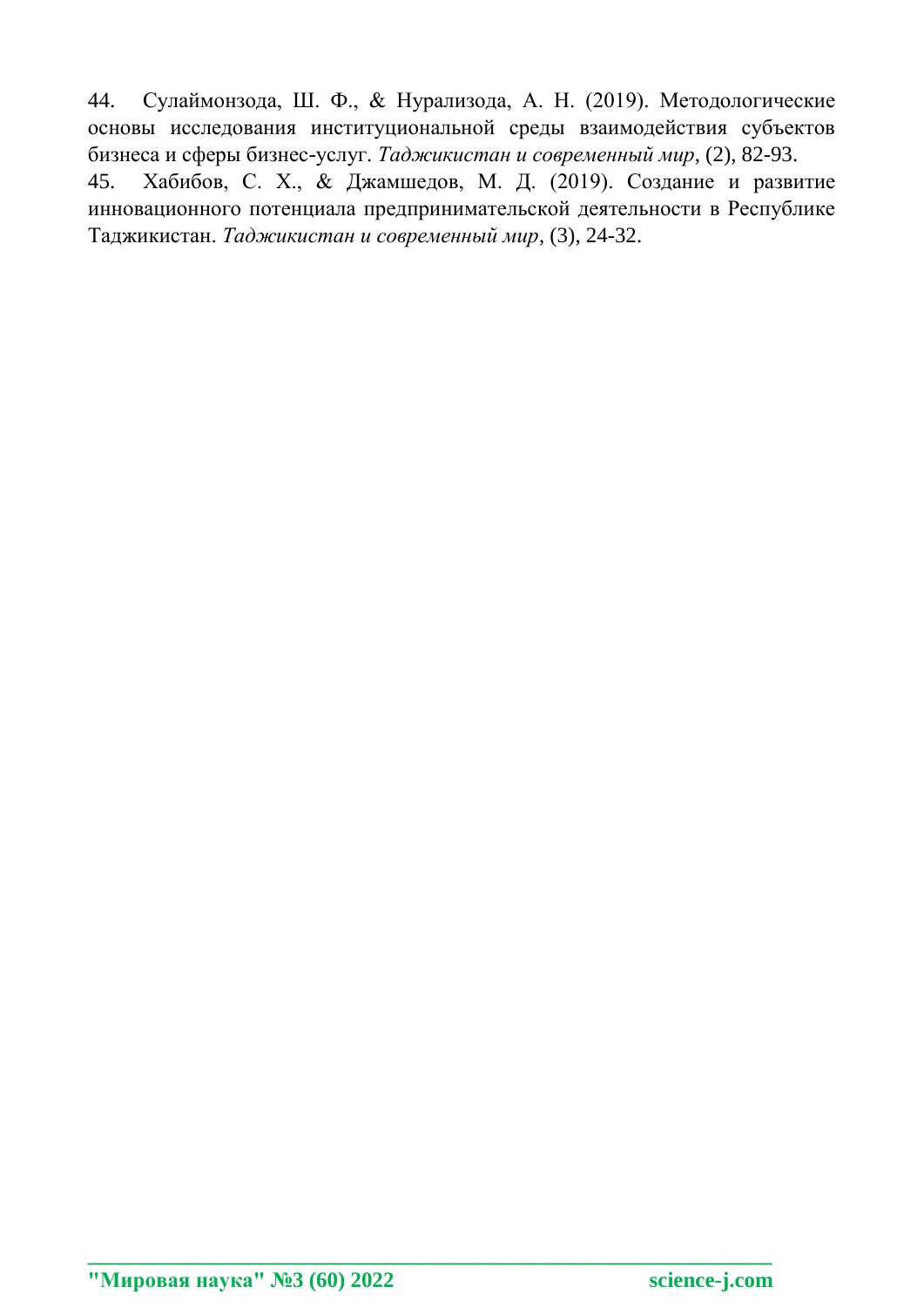44. Сулаймонзода, Ш. Ф., & Нурализода, А. Н. (2019). Методологические основы исследования институциональной среды взаимодействия субъектов бизнеса и сферы бизнес-услуг. *Таджикистан и современный мир*, (2), 82-93.

45. Хабибов, С. Х., & Джамшедов, М. Д. (2019). Создание и развитие инновационного потенциала предпринимательской деятельности в Республике Таджикистан. *Таджикистан и современный мир*, (3), 24-32.